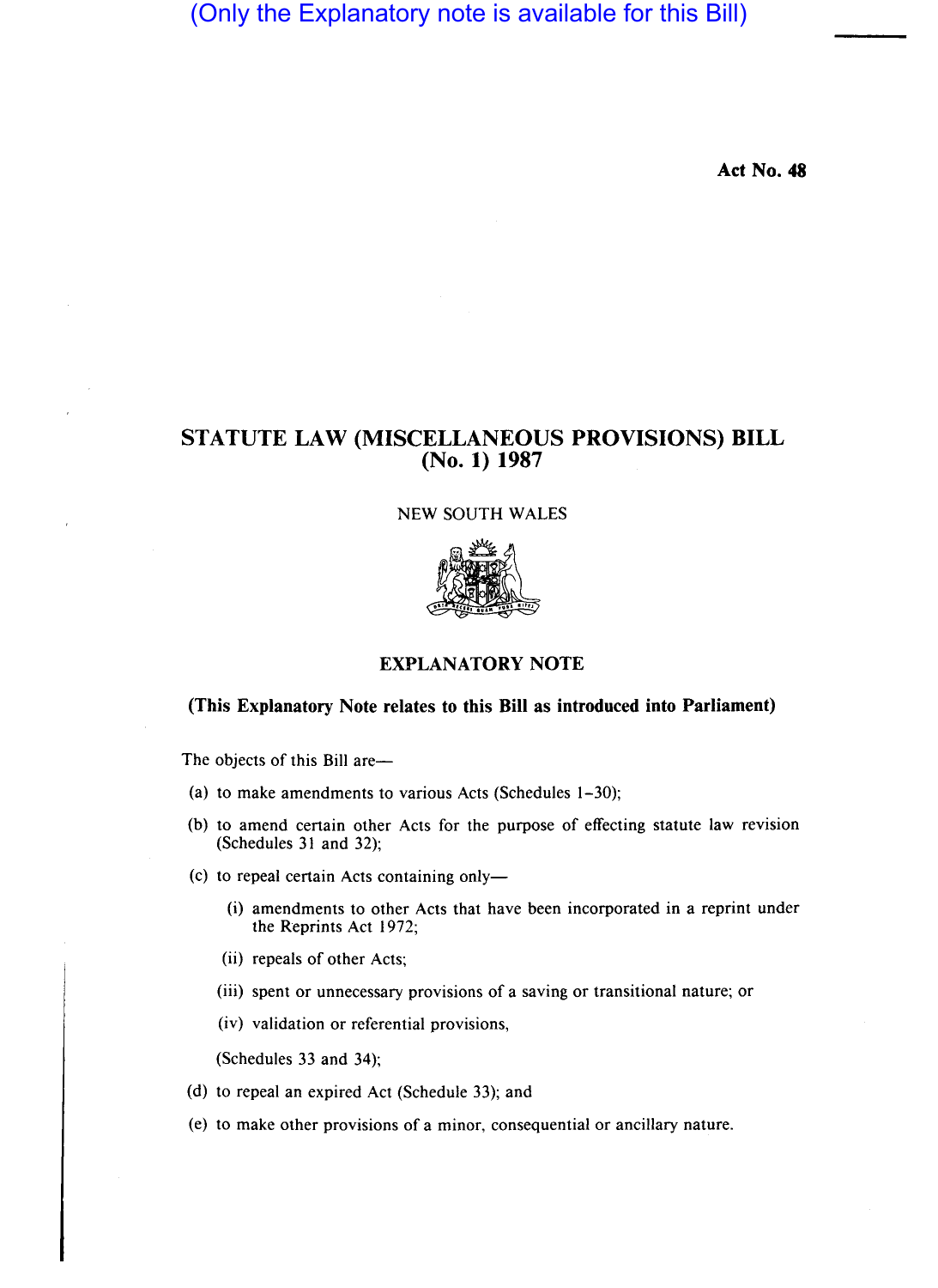(Only the Explanatory note is available for this Bill)

**Act No. 48**

# STATUTE LAW (MISCELLANEOUS PROVISIONS) BILL (No. 1) 1987

NEW SOUTH WALES

## EXPLANATORY NOTE

**(This Explanatory Note relates to this Bill as introduced into Parliament)**

The objects of this Bill are—

(a) to make amendments to various Acts (Schedules 1–30);

(b) to amend certain other Acts for the purpose of effecting statute law revision (Schedules 31 and 32);

(c) to repeal certain Acts containing only—

- (i) amendments to other Acts that have been incorporated in a reprint under the Reprints Act 1972;
- (ii) repeals of other Acts;
- (iii) spent or unnecessary provisions of a saving or transitional nature; or
- (iv) validation or referential provisions,

(Schedules 33 and 34);

(d) to repeal an expired Act (Schedule 33); and

(e) to make other provisions of a minor, consequential or ancillary nature.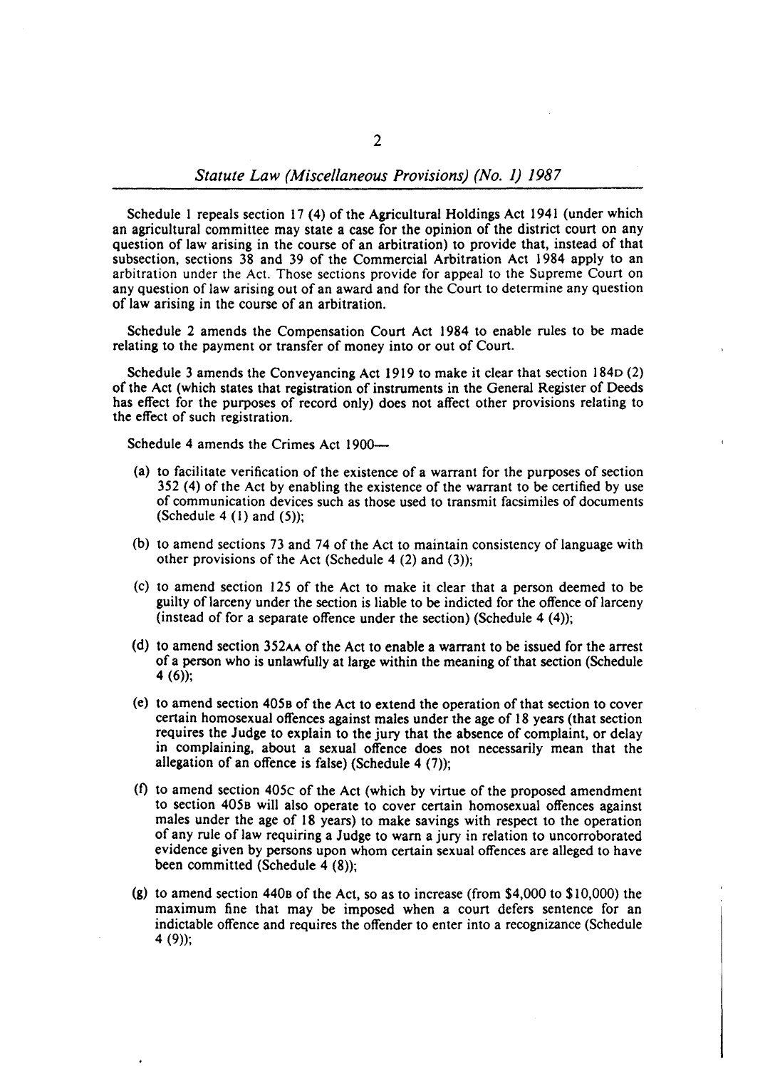Schedule 1 repeals section 17 (4) of the Agricultural Holdings Act 1941 (under which an agricultural committee may state a case for the opinion of the district court on any question of law arising in the course of an arbitration) to provide that, instead of that subsection, sections 38 and 39 of the Commercial Arbitration Act 1984 apply to an arbitration under the Act. Those sections provide for appeal to the Supreme Court on any question of law arising out of an award and for the Court to determine any question of law arising in the course of an arbitration.

Schedule 2 amends the Compensation Court Act 1984 to enable rules to be made relating to the payment or transfer of money into or out of Court.

Schedule 3 amends the Conveyancing Act 1919 to make it clear that section 184D (2) of the Act (which states that registration of instruments in the General Register of Deeds has effect for the purposes of record only) does not affect other provisions relating to the effect of such registration.

Schedule 4 amends the Crimes Act 1900—

(a) to facilitate verification of the existence of a warrant for the purposes of section 352 (4) of the Act by enabling the existence of the warrant to be certified by use of communication devices such as those used to transmit facsimiles of documents (Schedule 4 (1) and (5));

(b) to amend sections 73 and 74 of the Act to maintain consistency of language with other provisions of the Act (Schedule 4 (2) and (3));

(c) to amend section 125 of the Act to make it clear that a person deemed to be guilty of larceny under the section is liable to be indicted for the offence of larceny (instead of for a separate offence under the section) (Schedule 4 (4));

(d) to amend section 352AA of the Act to enable a warrant to be issued for the arrest of a person who is unlawfully at large within the meaning of that section (Schedule 4 (6));

(e) to amend section 405B of the Act to extend the operation of that section to cover certain homosexual offences against males under the age of 18 years (that section requires the Judge to explain to the jury that the absence of complaint, or delay in complaining, about a sexual offence does not necessarily mean that the allegation of an offence is false) (Schedule 4 (7));

(f) to amend section 405C of the Act (which by virtue of the proposed amendment to section 405B will also operate to cover certain homosexual offences against males under the age of 18 years) to make savings with respect to the operation of any rule of law requiring a Judge to warn a jury in relation to uncorroborated evidence given by persons upon whom certain sexual offences are alleged to have been committed (Schedule 4 (8));

(g) to amend section 440B of the Act, so as to increase (from $4,000 to $10,000) the maximum fine that may be imposed when a court defers sentence for an indictable offence and requires the offender to enter into a recognizance (Schedule 4 (9));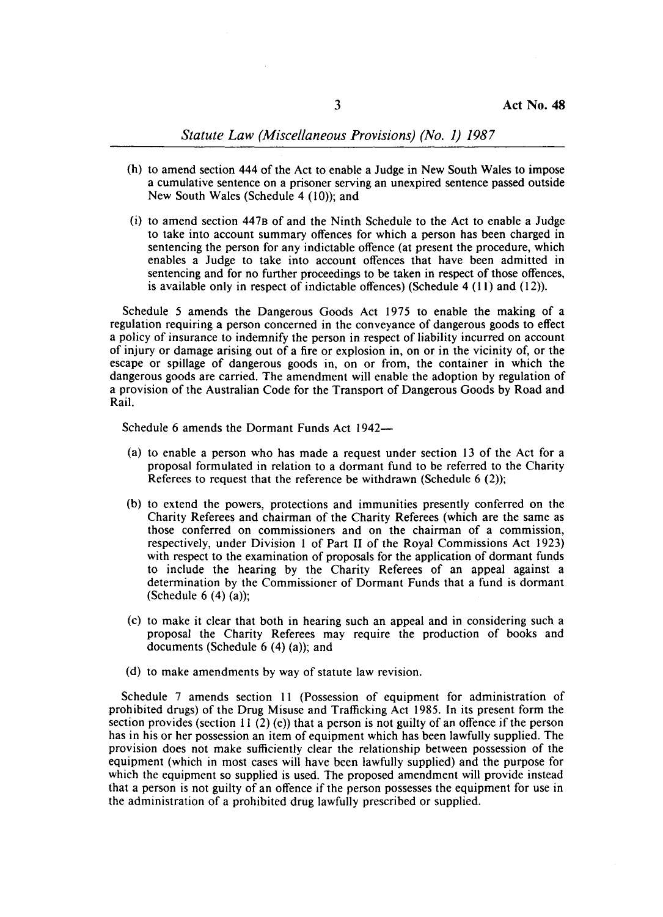(h) to amend section 444 of the Act to enable a Judge in New South Wales to impose a cumulative sentence on a prisoner serving an unexpired sentence passed outside New South Wales (Schedule 4 (10)); and

(i) to amend section 447B of and the Ninth Schedule to the Act to enable a Judge to take into account summary offences for which a person has been charged in sentencing the person for any indictable offence (at present the procedure, which enables a Judge to take into account offences that have been admitted in sentencing and for no further proceedings to be taken in respect of those offences, is available only in respect of indictable offences) (Schedule 4 (11) and (12)).

Schedule 5 amends the Dangerous Goods Act 1975 to enable the making of a regulation requiring a person concerned in the conveyance of dangerous goods to effect a policy of insurance to indemnify the person in respect of liability incurred on account of injury or damage arising out of a fire or explosion in, on or in the vicinity of, or the escape or spillage of dangerous goods in, on or from, the container in which the dangerous goods are carried. The amendment will enable the adoption by regulation of a provision of the Australian Code for the Transport of Dangerous Goods by Road and Rail.

Schedule 6 amends the Dormant Funds Act 1942—

(a) to enable a person who has made a request under section 13 of the Act for a proposal formulated in relation to a dormant fund to be referred to the Charity Referees to request that the reference be withdrawn (Schedule 6 (2));

(b) to extend the powers, protections and immunities presently conferred on the Charity Referees and chairman of the Charity Referees (which are the same as those conferred on commissioners and on the chairman of a commission, respectively, under Division 1 of Part II of the Royal Commissions Act 1923) with respect to the examination of proposals for the application of dormant funds to include the hearing by the Charity Referees of an appeal against a determination by the Commissioner of Dormant Funds that a fund is dormant (Schedule 6 (4) (a));

(c) to make it clear that both in hearing such an appeal and in considering such a proposal the Charity Referees may require the production of books and documents (Schedule 6 (4) (a)); and

(d) to make amendments by way of statute law revision.

Schedule 7 amends section 11 (Possession of equipment for administration of prohibited drugs) of the Drug Misuse and Trafficking Act 1985. In its present form the section provides (section 11 (2) (e)) that a person is not guilty of an offence if the person has in his or her possession an item of equipment which has been lawfully supplied. The provision does not make sufficiently clear the relationship between possession of the equipment (which in most cases will have been lawfully supplied) and the purpose for which the equipment so supplied is used. The proposed amendment will provide instead that a person is not guilty of an offence if the person possesses the equipment for use in the administration of a prohibited drug lawfully prescribed or supplied.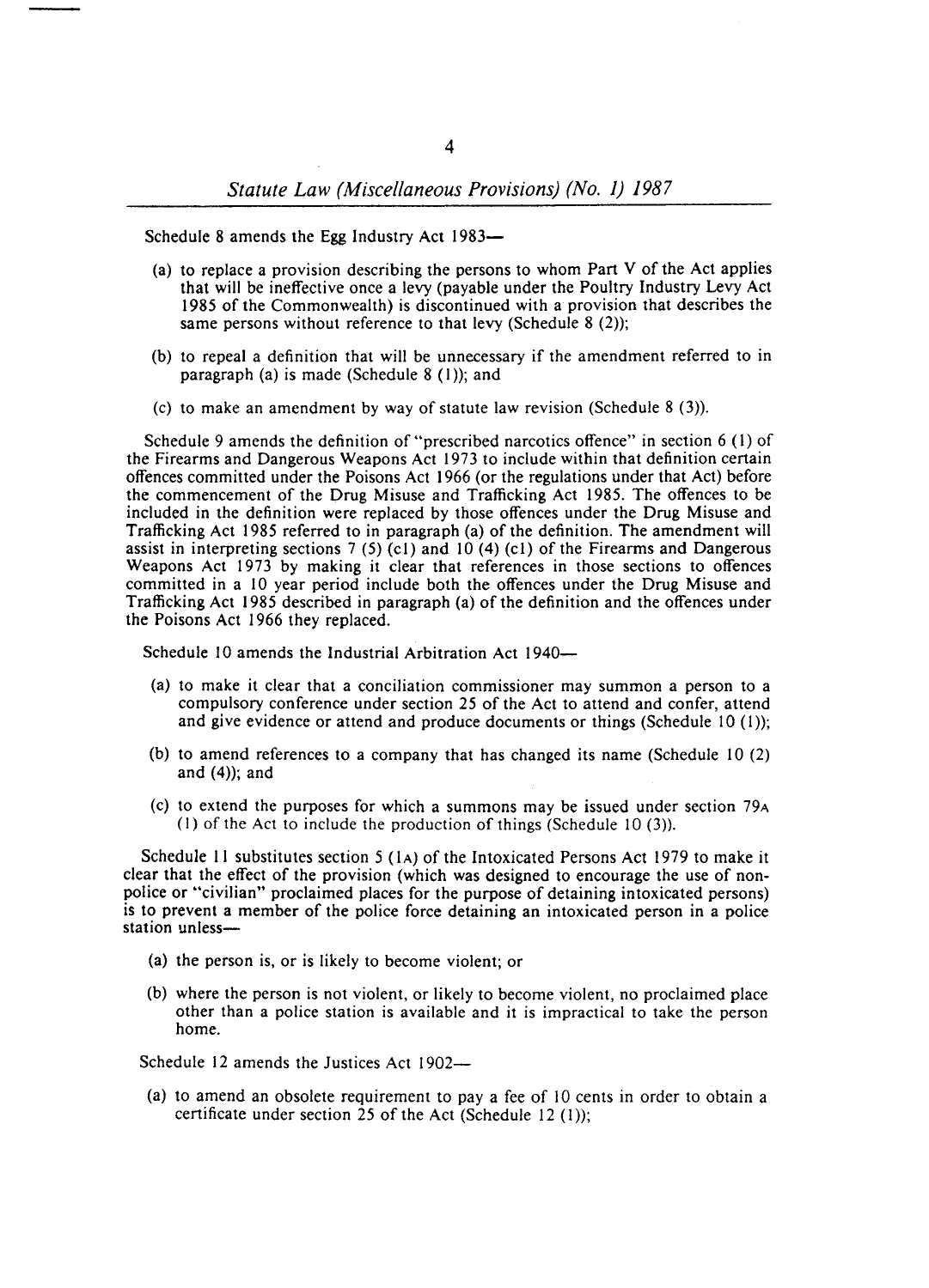Schedule 8 amends the Egg Industry Act 1983—

(a) to replace a provision describing the persons to whom Part V of the Act applies that will be ineffective once a levy (payable under the Poultry Industry Levy Act 1985 of the Commonwealth) is discontinued with a provision that describes the same persons without reference to that levy (Schedule 8 (2));

(b) to repeal a definition that will be unnecessary if the amendment referred to in paragraph (a) is made (Schedule 8 (1)); and

(c) to make an amendment by way of statute law revision (Schedule 8 (3)).

Schedule 9 amends the definition of "prescribed narcotics offence" in section 6 (1) of the Firearms and Dangerous Weapons Act 1973 to include within that definition certain offences committed under the Poisons Act 1966 (or the regulations under that Act) before the commencement of the Drug Misuse and Trafficking Act 1985. The offences to be included in the definition were replaced by those offences under the Drug Misuse and Trafficking Act 1985 referred to in paragraph (a) of the definition. The amendment will assist in interpreting sections 7 (5) (c1) and 10 (4) (c1) of the Firearms and Dangerous Weapons Act 1973 by making it clear that references in those sections to offences committed in a 10 year period include both the offences under the Drug Misuse and Trafficking Act 1985 described in paragraph (a) of the definition and the offences under the Poisons Act 1966 they replaced.

Schedule 10 amends the Industrial Arbitration Act 1940—

(a) to make it clear that a conciliation commissioner may summon a person to a compulsory conference under section 25 of the Act to attend and confer, attend and give evidence or attend and produce documents or things (Schedule 10 (1));

(b) to amend references to a company that has changed its name (Schedule 10 (2) and (4)); and

(c) to extend the purposes for which a summons may be issued under section 79A (1) of the Act to include the production of things (Schedule 10 (3)).

Schedule 11 substitutes section 5 (1A) of the Intoxicated Persons Act 1979 to make it clear that the effect of the provision (which was designed to encourage the use of non-police or "civilian" proclaimed places for the purpose of detaining intoxicated persons) is to prevent a member of the police force detaining an intoxicated person in a police station unless—

(a) the person is, or is likely to become violent; or

(b) where the person is not violent, or likely to become violent, no proclaimed place other than a police station is available and it is impractical to take the person home.

Schedule 12 amends the Justices Act 1902—

(a) to amend an obsolete requirement to pay a fee of 10 cents in order to obtain a certificate under section 25 of the Act (Schedule 12 (1));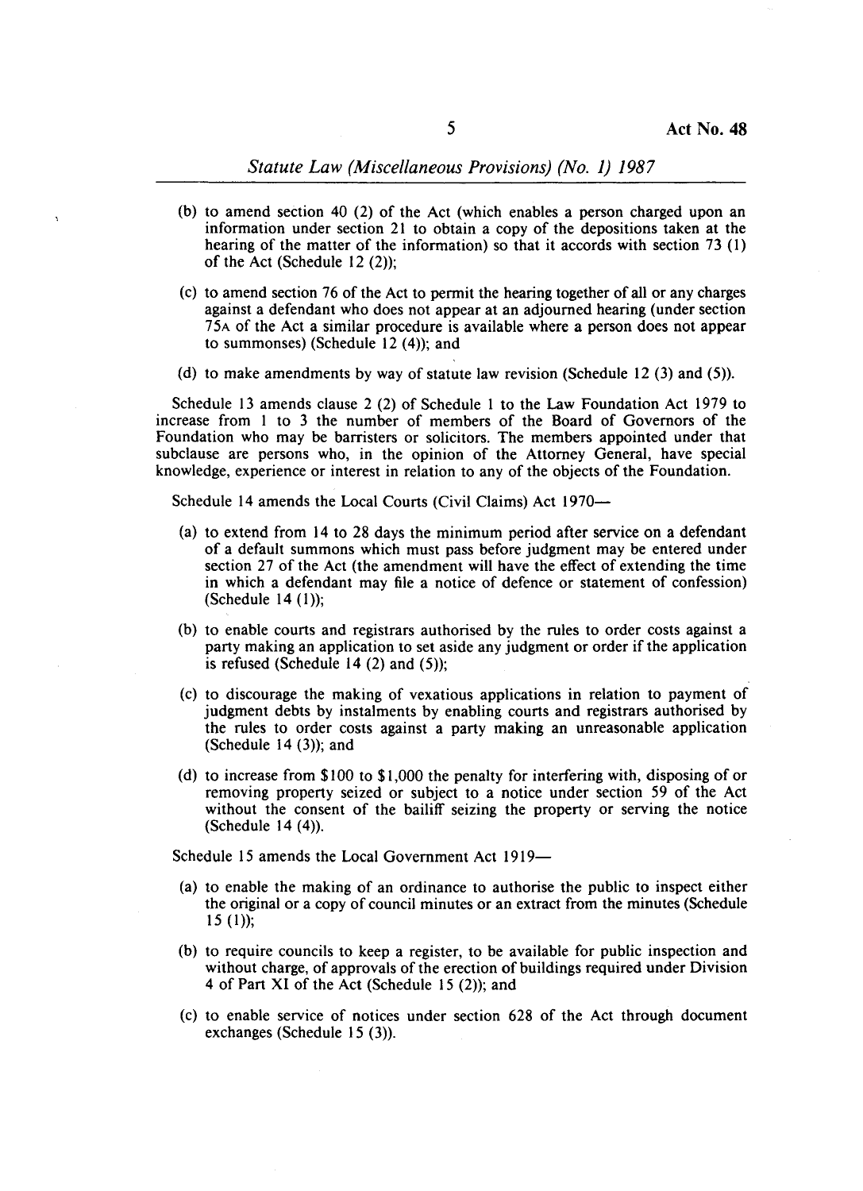(b) to amend section 40 (2) of the Act (which enables a person charged upon an information under section 21 to obtain a copy of the depositions taken at the hearing of the matter of the information) so that it accords with section 73 (1) of the Act (Schedule 12 (2));

(c) to amend section 76 of the Act to permit the hearing together of all or any charges against a defendant who does not appear at an adjourned hearing (under section 75A of the Act a similar procedure is available where a person does not appear to summonses) (Schedule 12 (4)); and

(d) to make amendments by way of statute law revision (Schedule 12 (3) and (5)).

Schedule 13 amends clause 2 (2) of Schedule 1 to the Law Foundation Act 1979 to increase from 1 to 3 the number of members of the Board of Governors of the Foundation who may be barristers or solicitors. The members appointed under that subclause are persons who, in the opinion of the Attorney General, have special knowledge, experience or interest in relation to any of the objects of the Foundation.

Schedule 14 amends the Local Courts (Civil Claims) Act 1970—

(a) to extend from 14 to 28 days the minimum period after service on a defendant of a default summons which must pass before judgment may be entered under section 27 of the Act (the amendment will have the effect of extending the time in which a defendant may file a notice of defence or statement of confession) (Schedule 14 (1));

(b) to enable courts and registrars authorised by the rules to order costs against a party making an application to set aside any judgment or order if the application is refused (Schedule 14 (2) and (5));

(c) to discourage the making of vexatious applications in relation to payment of judgment debts by instalments by enabling courts and registrars authorised by the rules to order costs against a party making an unreasonable application (Schedule 14 (3)); and

(d) to increase from $100 to $1,000 the penalty for interfering with, disposing of or removing property seized or subject to a notice under section 59 of the Act without the consent of the bailiff seizing the property or serving the notice (Schedule 14 (4)).

Schedule 15 amends the Local Government Act 1919—

(a) to enable the making of an ordinance to authorise the public to inspect either the original or a copy of council minutes or an extract from the minutes (Schedule 15 (1));

(b) to require councils to keep a register, to be available for public inspection and without charge, of approvals of the erection of buildings required under Division 4 of Part XI of the Act (Schedule 15 (2)); and

(c) to enable service of notices under section 628 of the Act through document exchanges (Schedule 15 (3)).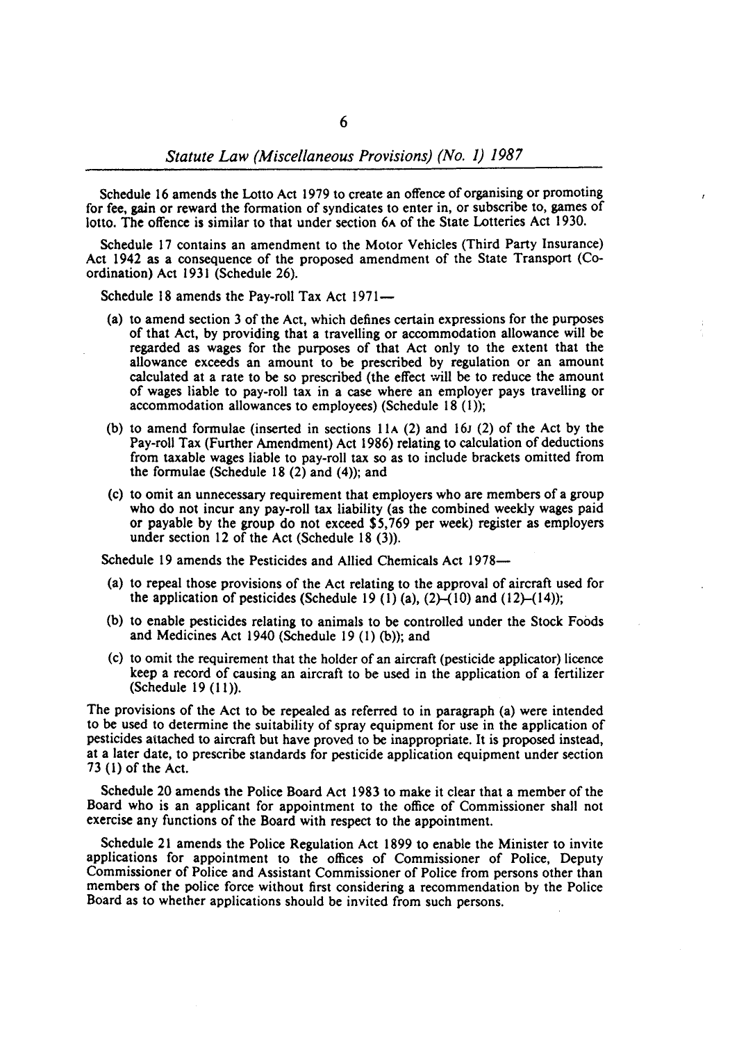Schedule 16 amends the Lotto Act 1979 to create an offence of organising or promoting for fee, gain or reward the formation of syndicates to enter in, or subscribe to, games of lotto. The offence is similar to that under section 6A of the State Lotteries Act 1930.

Schedule 17 contains an amendment to the Motor Vehicles (Third Party Insurance) Act 1942 as a consequence of the proposed amendment of the State Transport (Co-ordination) Act 1931 (Schedule 26).

Schedule 18 amends the Pay-roll Tax Act 1971—

(a) to amend section 3 of the Act, which defines certain expressions for the purposes of that Act, by providing that a travelling or accommodation allowance will be regarded as wages for the purposes of that Act only to the extent that the allowance exceeds an amount to be prescribed by regulation or an amount calculated at a rate to be so prescribed (the effect will be to reduce the amount of wages liable to pay-roll tax in a case where an employer pays travelling or accommodation allowances to employees) (Schedule 18 (1));

(b) to amend formulae (inserted in sections 11A (2) and 16J (2) of the Act by the Pay-roll Tax (Further Amendment) Act 1986) relating to calculation of deductions from taxable wages liable to pay-roll tax so as to include brackets omitted from the formulae (Schedule 18 (2) and (4)); and

(c) to omit an unnecessary requirement that employers who are members of a group who do not incur any pay-roll tax liability (as the combined weekly wages paid or payable by the group do not exceed $5,769 per week) register as employers under section 12 of the Act (Schedule 18 (3)).

Schedule 19 amends the Pesticides and Allied Chemicals Act 1978—

(a) to repeal those provisions of the Act relating to the approval of aircraft used for the application of pesticides (Schedule 19 (1) (a), (2)–(10) and (12)–(14));

(b) to enable pesticides relating to animals to be controlled under the Stock Foods and Medicines Act 1940 (Schedule 19 (1) (b)); and

(c) to omit the requirement that the holder of an aircraft (pesticide applicator) licence keep a record of causing an aircraft to be used in the application of a fertilizer (Schedule 19 (11)).

The provisions of the Act to be repealed as referred to in paragraph (a) were intended to be used to determine the suitability of spray equipment for use in the application of pesticides attached to aircraft but have proved to be inappropriate. It is proposed instead, at a later date, to prescribe standards for pesticide application equipment under section 73 (1) of the Act.

Schedule 20 amends the Police Board Act 1983 to make it clear that a member of the Board who is an applicant for appointment to the office of Commissioner shall not exercise any functions of the Board with respect to the appointment.

Schedule 21 amends the Police Regulation Act 1899 to enable the Minister to invite applications for appointment to the offices of Commissioner of Police, Deputy Commissioner of Police and Assistant Commissioner of Police from persons other than members of the police force without first considering a recommendation by the Police Board as to whether applications should be invited from such persons.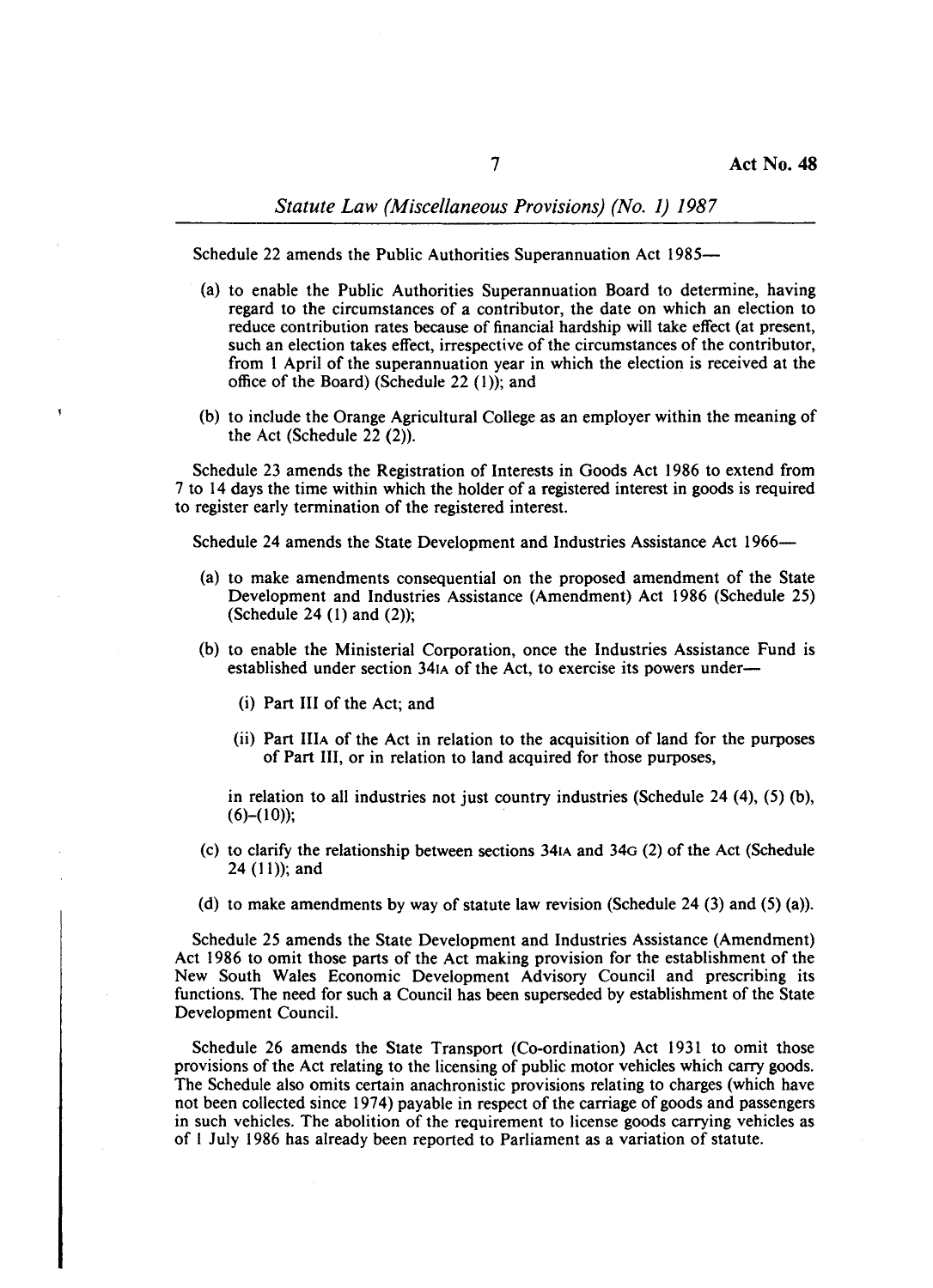Schedule 22 amends the Public Authorities Superannuation Act 1985—

(a) to enable the Public Authorities Superannuation Board to determine, having regard to the circumstances of a contributor, the date on which an election to reduce contribution rates because of financial hardship will take effect (at present, such an election takes effect, irrespective of the circumstances of the contributor, from 1 April of the superannuation year in which the election is received at the office of the Board) (Schedule 22 (1)); and

(b) to include the Orange Agricultural College as an employer within the meaning of the Act (Schedule 22 (2)).

Schedule 23 amends the Registration of Interests in Goods Act 1986 to extend from 7 to 14 days the time within which the holder of a registered interest in goods is required to register early termination of the registered interest.

Schedule 24 amends the State Development and Industries Assistance Act 1966—

(a) to make amendments consequential on the proposed amendment of the State Development and Industries Assistance (Amendment) Act 1986 (Schedule 25) (Schedule 24 (1) and (2));

(b) to enable the Ministerial Corporation, once the Industries Assistance Fund is established under section 34IA of the Act, to exercise its powers under—

  (i) Part III of the Act; and

  (ii) Part IIIA of the Act in relation to the acquisition of land for the purposes of Part III, or in relation to land acquired for those purposes,

in relation to all industries not just country industries (Schedule 24 (4), (5) (b), (6)–(10));

(c) to clarify the relationship between sections 34IA and 34G (2) of the Act (Schedule 24 (11)); and

(d) to make amendments by way of statute law revision (Schedule 24 (3) and (5) (a)).

Schedule 25 amends the State Development and Industries Assistance (Amendment) Act 1986 to omit those parts of the Act making provision for the establishment of the New South Wales Economic Development Advisory Council and prescribing its functions. The need for such a Council has been superseded by establishment of the State Development Council.

Schedule 26 amends the State Transport (Co-ordination) Act 1931 to omit those provisions of the Act relating to the licensing of public motor vehicles which carry goods. The Schedule also omits certain anachronistic provisions relating to charges (which have not been collected since 1974) payable in respect of the carriage of goods and passengers in such vehicles. The abolition of the requirement to license goods carrying vehicles as of 1 July 1986 has already been reported to Parliament as a variation of statute.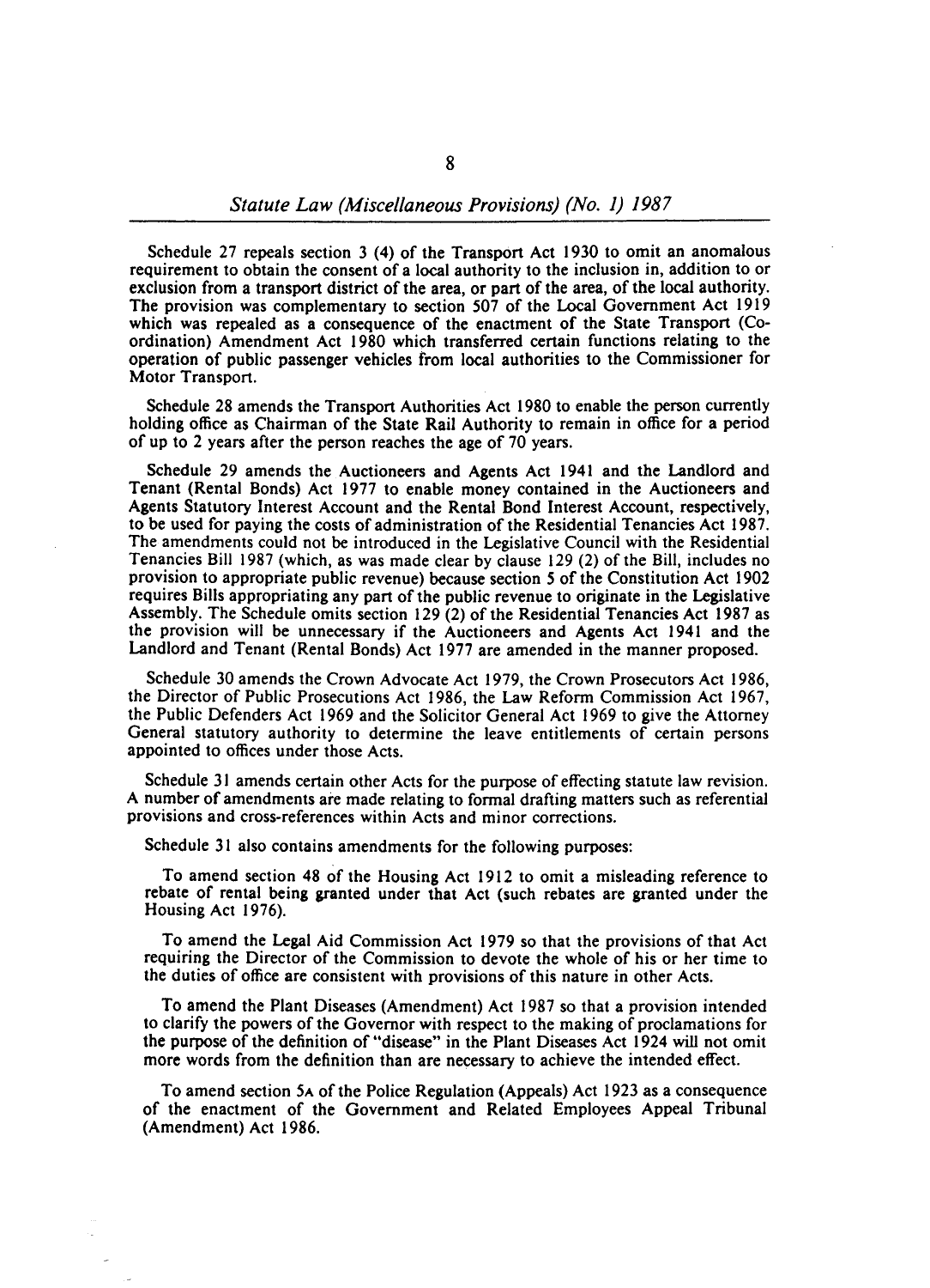Schedule 27 repeals section 3 (4) of the Transport Act 1930 to omit an anomalous requirement to obtain the consent of a local authority to the inclusion in, addition to or exclusion from a transport district of the area, or part of the area, of the local authority. The provision was complementary to section 507 of the Local Government Act 1919 which was repealed as a consequence of the enactment of the State Transport (Co-ordination) Amendment Act 1980 which transferred certain functions relating to the operation of public passenger vehicles from local authorities to the Commissioner for Motor Transport.

Schedule 28 amends the Transport Authorities Act 1980 to enable the person currently holding office as Chairman of the State Rail Authority to remain in office for a period of up to 2 years after the person reaches the age of 70 years.

Schedule 29 amends the Auctioneers and Agents Act 1941 and the Landlord and Tenant (Rental Bonds) Act 1977 to enable money contained in the Auctioneers and Agents Statutory Interest Account and the Rental Bond Interest Account, respectively, to be used for paying the costs of administration of the Residential Tenancies Act 1987. The amendments could not be introduced in the Legislative Council with the Residential Tenancies Bill 1987 (which, as was made clear by clause 129 (2) of the Bill, includes no provision to appropriate public revenue) because section 5 of the Constitution Act 1902 requires Bills appropriating any part of the public revenue to originate in the Legislative Assembly. The Schedule omits section 129 (2) of the Residential Tenancies Act 1987 as the provision will be unnecessary if the Auctioneers and Agents Act 1941 and the Landlord and Tenant (Rental Bonds) Act 1977 are amended in the manner proposed.

Schedule 30 amends the Crown Advocate Act 1979, the Crown Prosecutors Act 1986, the Director of Public Prosecutions Act 1986, the Law Reform Commission Act 1967, the Public Defenders Act 1969 and the Solicitor General Act 1969 to give the Attorney General statutory authority to determine the leave entitlements of certain persons appointed to offices under those Acts.

Schedule 31 amends certain other Acts for the purpose of effecting statute law revision. A number of amendments are made relating to formal drafting matters such as referential provisions and cross-references within Acts and minor corrections.

Schedule 31 also contains amendments for the following purposes:

To amend section 48 of the Housing Act 1912 to omit a misleading reference to rebate of rental being granted under that Act (such rebates are granted under the Housing Act 1976).

To amend the Legal Aid Commission Act 1979 so that the provisions of that Act requiring the Director of the Commission to devote the whole of his or her time to the duties of office are consistent with provisions of this nature in other Acts.

To amend the Plant Diseases (Amendment) Act 1987 so that a provision intended to clarify the powers of the Governor with respect to the making of proclamations for the purpose of the definition of "disease" in the Plant Diseases Act 1924 will not omit more words from the definition than are necessary to achieve the intended effect.

To amend section 5A of the Police Regulation (Appeals) Act 1923 as a consequence of the enactment of the Government and Related Employees Appeal Tribunal (Amendment) Act 1986.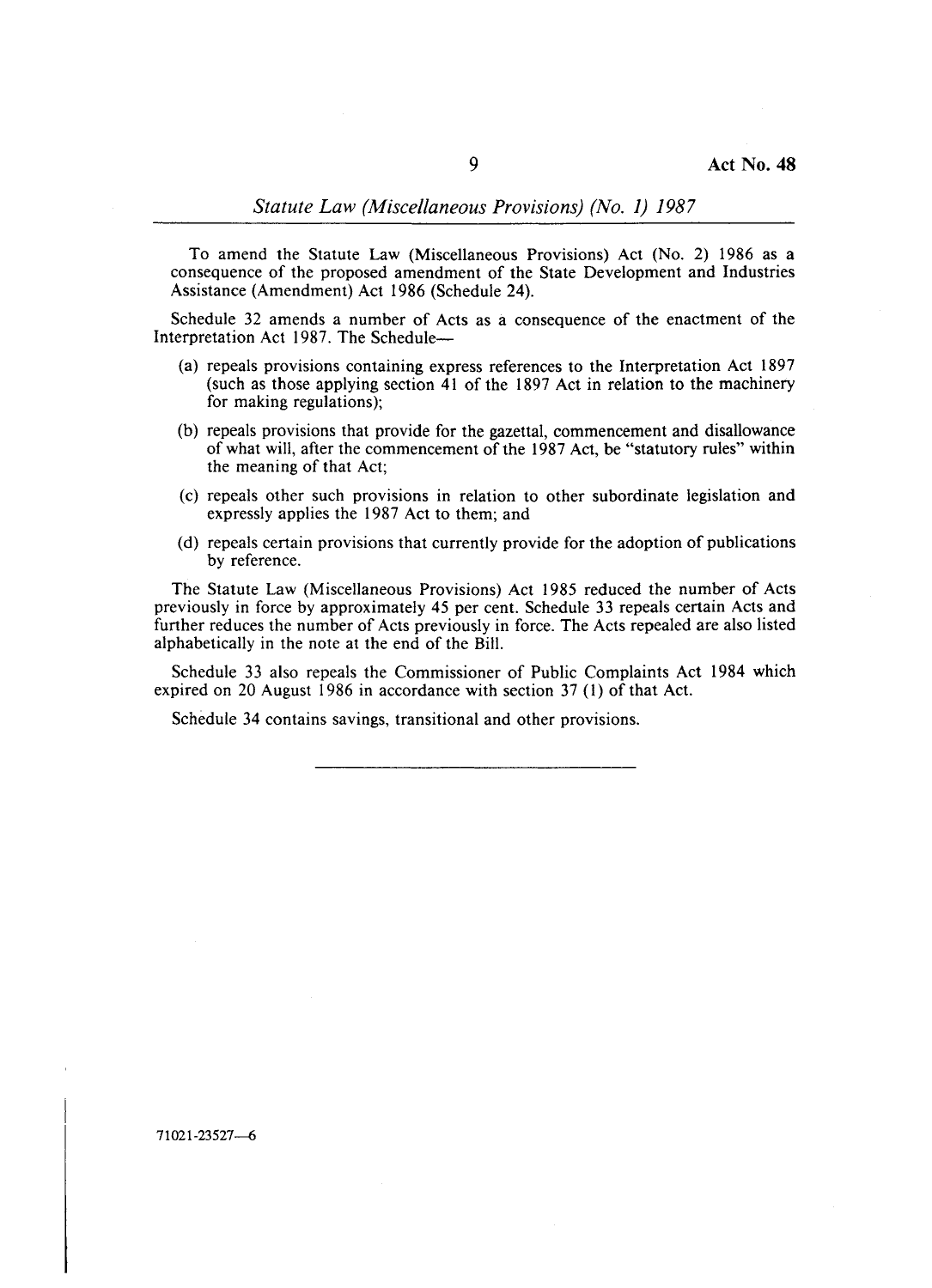To amend the Statute Law (Miscellaneous Provisions) Act (No. 2) 1986 as a consequence of the proposed amendment of the State Development and Industries Assistance (Amendment) Act 1986 (Schedule 24).

Schedule 32 amends a number of Acts as a consequence of the enactment of the Interpretation Act 1987. The Schedule—

(a) repeals provisions containing express references to the Interpretation Act 1897 (such as those applying section 41 of the 1897 Act in relation to the machinery for making regulations);

(b) repeals provisions that provide for the gazettal, commencement and disallowance of what will, after the commencement of the 1987 Act, be "statutory rules" within the meaning of that Act;

(c) repeals other such provisions in relation to other subordinate legislation and expressly applies the 1987 Act to them; and

(d) repeals certain provisions that currently provide for the adoption of publications by reference.

The Statute Law (Miscellaneous Provisions) Act 1985 reduced the number of Acts previously in force by approximately 45 per cent. Schedule 33 repeals certain Acts and further reduces the number of Acts previously in force. The Acts repealed are also listed alphabetically in the note at the end of the Bill.

Schedule 33 also repeals the Commissioner of Public Complaints Act 1984 which expired on 20 August 1986 in accordance with section 37 (1) of that Act.

Schedule 34 contains savings, transitional and other provisions.

71021-23527—6